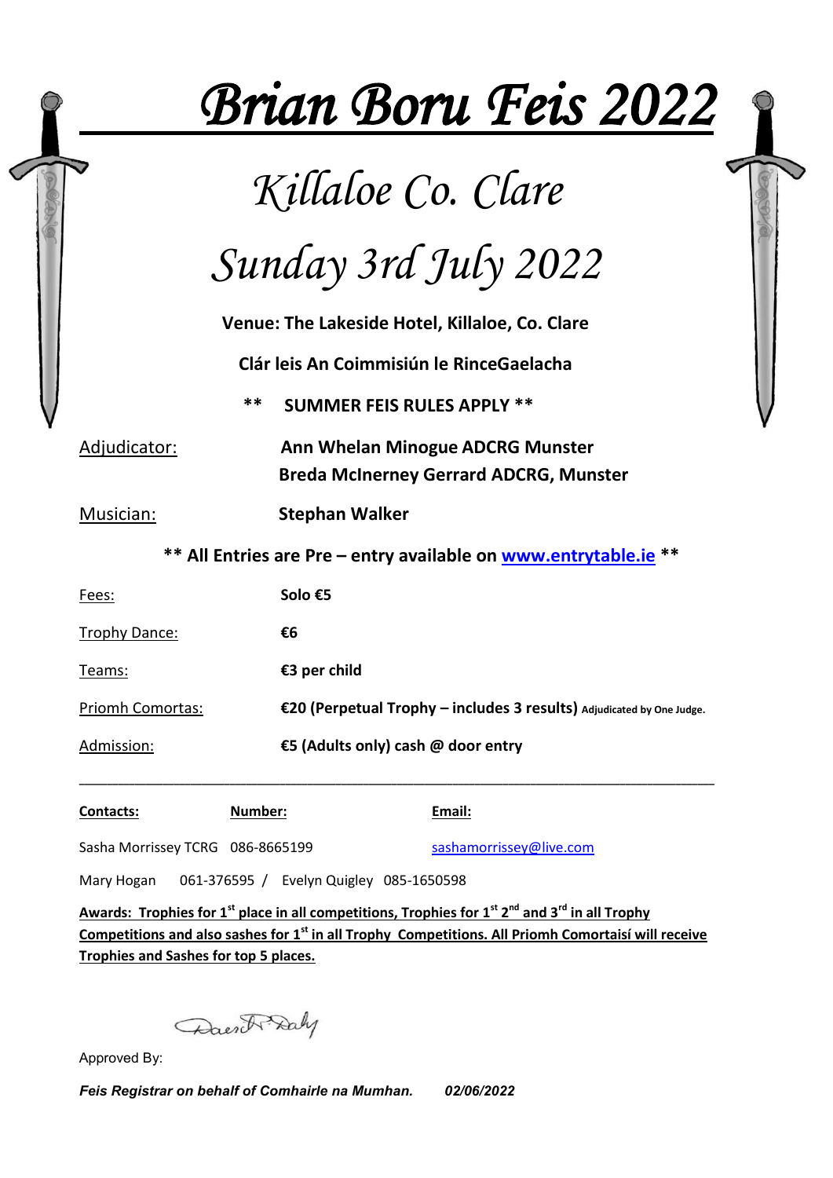# *Brian Boru Feis 2022*

## *Killaloe Co. Clare*

## *Sunday 3rd July 2022*

**Venue: The Lakeside Hotel, Killaloe, Co. Clare**

**Clár leis An Coimmisiún le RinceGaelacha**

**** SUMMER FEIS RULES APPLY ****

| | |
|---|---|
| Adjudicator: | **Ann Whelan Minogue ADCRG Munster**<br>**Breda McInerney Gerrard ADCRG, Munster** |
| Musician: | **Stephan Walker** |

**** All Entries are Pre – entry available on www.entrytable.ie ****

| | |
|---|---|
| Fees: | **Solo €5** |
| Trophy Dance: | **€6** |
| Teams: | **€3 per child** |
| Priomh Comortas: | **€20 (Perpetual Trophy – includes 3 results)** Adjudicated by One Judge. |
| Admission: | **€5 (Adults only) cash @ door entry** |

---

| **Contacts:** | **Number:** | **Email:** |
|---|---|---|
| Sasha Morrissey TCRG | 086-8665199 | sashamorrissey@live.com |

Mary Hogan 061-376595 / Evelyn Quigley 085-1650598

**Awards: Trophies for 1st place in all competitions, Trophies for 1st 2nd and 3rd in all Trophy Competitions and also sashes for 1st in all Trophy Competitions. All Priomh Comortaisí will receive Trophies and Sashes for top 5 places.**

Approved By:

***Feis Registrar on behalf of Comhairle na Mumhan.*** ***02/06/2022***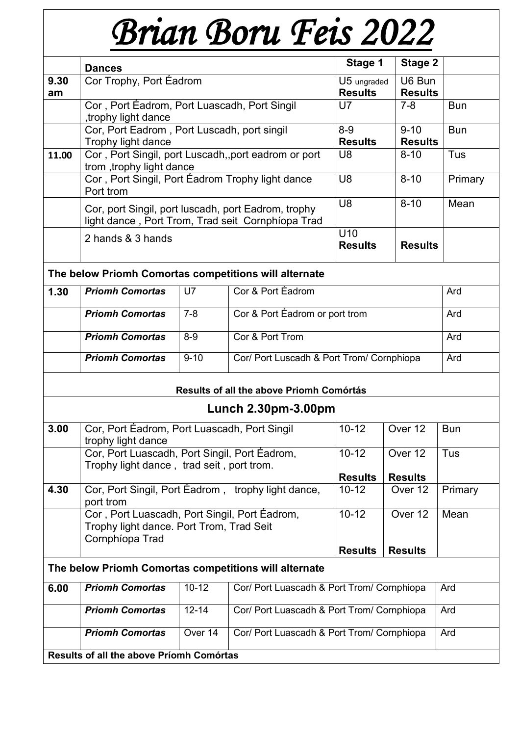# *Brian Boru Feis 2022*

| | **Dances** | **Stage 1** | **Stage 2** | |
|---|---|---|---|---|
| **9.30 am** | Cor Trophy, Port Éadrom | U5 ungraded **Results** | U6 Bun **Results** | |
| | Cor , Port Éadrom, Port Luascadh, Port Singil ,trophy light dance | U7 | 7-8 | Bun |
| | Cor, Port Eadrom , Port Luscadh, port singil Trophy light dance | 8-9 **Results** | 9-10 **Results** | Bun |
| **11.00** | Cor , Port Singil, port Luscadh,,port eadrom or port trom ,trophy light dance | U8 | 8-10 | Tus |
| | Cor , Port Singil, Port Éadrom Trophy light dance Port trom | U8 | 8-10 | Primary |
| | Cor, port Singil, port luscadh, port Eadrom, trophy light dance , Port Trom, Trad seit Cornphíopa Trad | U8 | 8-10 | Mean |
| | 2 hands & 3 hands | U10 **Results** | **Results** | |

**The below Priomh Comortas competitions will alternate**

| | | | | |
|---|---|---|---|---|
| **1.30** | ***Priomh Comortas*** | U7 | Cor & Port Éadrom | Ard |
| | ***Priomh Comortas*** | 7-8 | Cor & Port Éadrom or port trom | Ard |
| | ***Priomh Comortas*** | 8-9 | Cor & Port Trom | Ard |
| | ***Priomh Comortas*** | 9-10 | Cor/ Port Luscadh & Port Trom/ Cornphiopa | Ard |

**Results of all the above Priomh Comórtás**

## Lunch 2.30pm-3.00pm

| | | | | |
|---|---|---|---|---|
| **3.00** | Cor, Port Éadrom, Port Luascadh, Port Singil trophy light dance | 10-12 | Over 12 | Bun |
| | Cor, Port Luascadh, Port Singil, Port Éadrom, Trophy light dance , trad seit , port trom. | 10-12 **Results** | Over 12 **Results** | Tus |
| **4.30** | Cor, Port Singil, Port Éadrom , trophy light dance, port trom | 10-12 | Over 12 | Primary |
| | Cor , Port Luascadh, Port Singil, Port Éadrom, Trophy light dance. Port Trom, Trad Seit Cornphíopa Trad | 10-12 **Results** | Over 12 **Results** | Mean |

**The below Priomh Comortas competitions will alternate**

| | | | | |
|---|---|---|---|---|
| **6.00** | ***Priomh Comortas*** | 10-12 | Cor/ Port Luascadh & Port Trom/ Cornphiopa | Ard |
| | ***Priomh Comortas*** | 12-14 | Cor/ Port Luascadh & Port Trom/ Cornphiopa | Ard |
| | ***Priomh Comortas*** | Over 14 | Cor/ Port Luascadh & Port Trom/ Cornphiopa | Ard |

**Results of all the above Príomh Comórtas**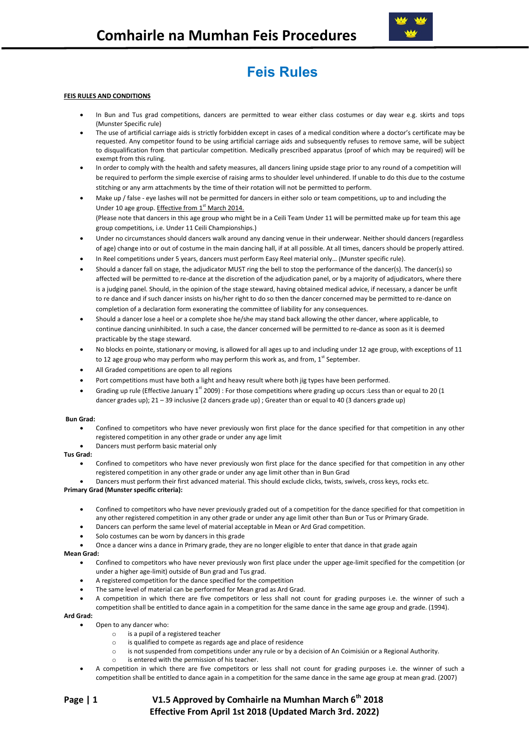# Feis Rules

**FEIS RULES AND CONDITIONS**

- In Bun and Tus grad competitions, dancers are permitted to wear either class costumes or day wear e.g. skirts and tops (Munster Specific rule)
- The use of artificial carriage aids is strictly forbidden except in cases of a medical condition where a doctor's certificate may be requested. Any competitor found to be using artificial carriage aids and subsequently refuses to remove same, will be subject to disqualification from that particular competition. Medically prescribed apparatus (proof of which may be required) will be exempt from this ruling.
- In order to comply with the health and safety measures, all dancers lining upside stage prior to any round of a competition will be required to perform the simple exercise of raising arms to shoulder level unhindered. If unable to do this due to the costume stitching or any arm attachments by the time of their rotation will not be permitted to perform.
- Make up / false - eye lashes will not be permitted for dancers in either solo or team competitions, up to and including the Under 10 age group. Effective from 1st March 2014.
  (Please note that dancers in this age group who might be in a Ceili Team Under 11 will be permitted make up for team this age group competitions, i.e. Under 11 Ceili Championships.)
- Under no circumstances should dancers walk around any dancing venue in their underwear. Neither should dancers (regardless of age) change into or out of costume in the main dancing hall, if at all possible. At all times, dancers should be properly attired.
- In Reel competitions under 5 years, dancers must perform Easy Reel material only… (Munster specific rule).
- Should a dancer fall on stage, the adjudicator MUST ring the bell to stop the performance of the dancer(s). The dancer(s) so affected will be permitted to re-dance at the discretion of the adjudication panel, or by a majority of adjudicators, where there is a judging panel. Should, in the opinion of the stage steward, having obtained medical advice, if necessary, a dancer be unfit to re dance and if such dancer insists on his/her right to do so then the dancer concerned may be permitted to re-dance on completion of a declaration form exonerating the committee of liability for any consequences.
- Should a dancer lose a heel or a complete shoe he/she may stand back allowing the other dancer, where applicable, to continue dancing uninhibited. In such a case, the dancer concerned will be permitted to re-dance as soon as it is deemed practicable by the stage steward.
- No blocks en pointe, stationary or moving, is allowed for all ages up to and including under 12 age group, with exceptions of 11 to 12 age group who may perform who may perform this work as, and from, 1st September.
- All Graded competitions are open to all regions
- Port competitions must have both a light and heavy result where both jig types have been performed.
- Grading up rule (Effective January 1st 2009) : For those competitions where grading up occurs :Less than or equal to 20 (1 dancer grades up); 21 – 39 inclusive (2 dancers grade up) ; Greater than or equal to 40 (3 dancers grade up)

**Bun Grad:**

- Confined to competitors who have never previously won first place for the dance specified for that competition in any other registered competition in any other grade or under any age limit
- Dancers must perform basic material only

**Tus Grad:**

- Confined to competitors who have never previously won first place for the dance specified for that competition in any other registered competition in any other grade or under any age limit other than in Bun Grad
- Dancers must perform their first advanced material. This should exclude clicks, twists, swivels, cross keys, rocks etc.

**Primary Grad (Munster specific criteria):**

- Confined to competitors who have never previously graded out of a competition for the dance specified for that competition in any other registered competition in any other grade or under any age limit other than Bun or Tus or Primary Grade.
- Dancers can perform the same level of material acceptable in Mean or Ard Grad competition.
- Solo costumes can be worn by dancers in this grade
- Once a dancer wins a dance in Primary grade, they are no longer eligible to enter that dance in that grade again

**Mean Grad:**

- Confined to competitors who have never previously won first place under the upper age-limit specified for the competition (or under a higher age-limit) outside of Bun grad and Tus grad.
- A registered competition for the dance specified for the competition
- The same level of material can be performed for Mean grad as Ard Grad.
- A competition in which there are five competitors or less shall not count for grading purposes i.e. the winner of such a competition shall be entitled to dance again in a competition for the same dance in the same age group and grade. (1994).

**Ard Grad:**

- Open to any dancer who:
  - is a pupil of a registered teacher
  - is qualified to compete as regards age and place of residence
  - is not suspended from competitions under any rule or by a decision of An Coimisiún or a Regional Authority.
  - is entered with the permission of his teacher.
- A competition in which there are five competitors or less shall not count for grading purposes i.e. the winner of such a competition shall be entitled to dance again in a competition for the same dance in the same age group at mean grad. (2007)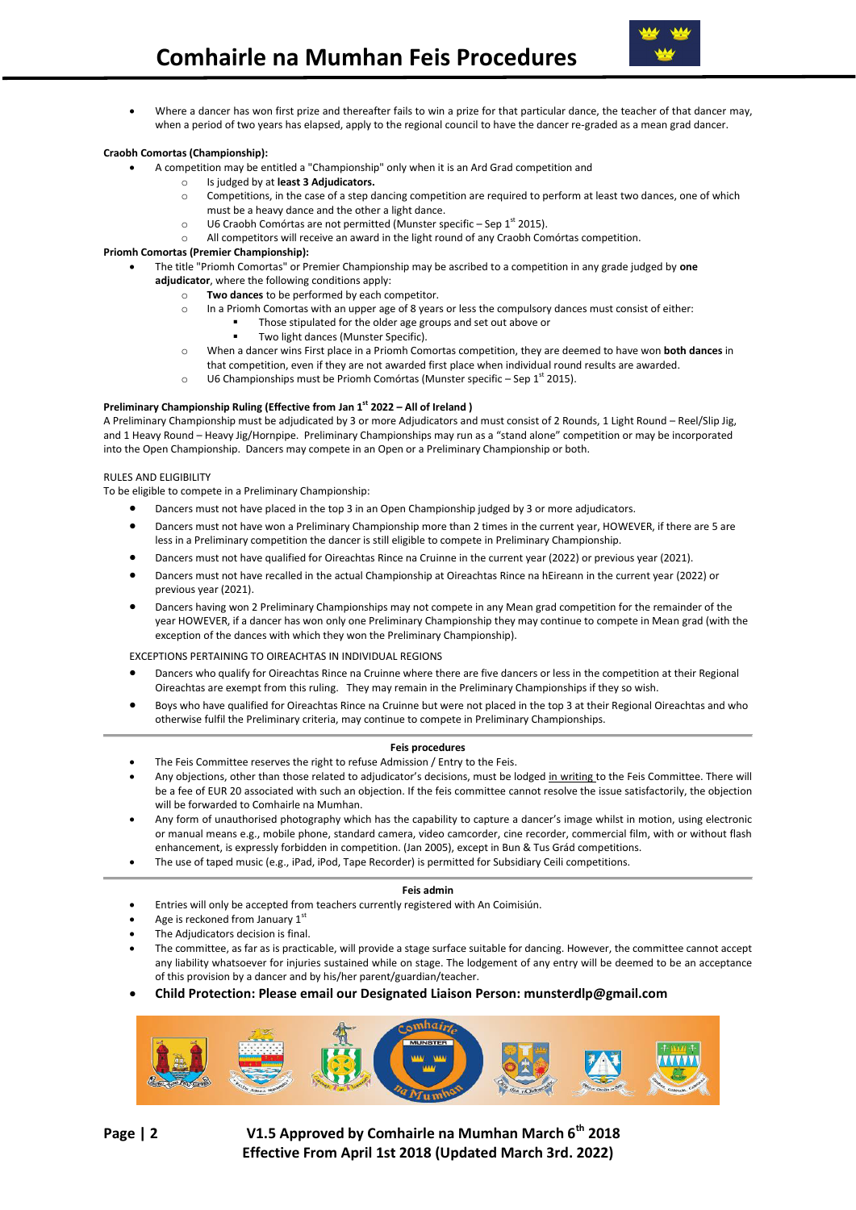- Where a dancer has won first prize and thereafter fails to win a prize for that particular dance, the teacher of that dancer may, when a period of two years has elapsed, apply to the regional council to have the dancer re-graded as a mean grad dancer.

**Craobh Comortas (Championship):**

- A competition may be entitled a "Championship" only when it is an Ard Grad competition and
  - Is judged by at **least 3 Adjudicators.**
  - Competitions, in the case of a step dancing competition are required to perform at least two dances, one of which must be a heavy dance and the other a light dance.
  - U6 Craobh Comórtas are not permitted (Munster specific – Sep 1st 2015).
  - All competitors will receive an award in the light round of any Craobh Comórtas competition.

**Priomh Comortas (Premier Championship):**

- The title "Priomh Comortas" or Premier Championship may be ascribed to a competition in any grade judged by **one adjudicator**, where the following conditions apply:
  - **Two dances** to be performed by each competitor.
  - In a Priomh Comortas with an upper age of 8 years or less the compulsory dances must consist of either:
    - Those stipulated for the older age groups and set out above or
    - Two light dances (Munster Specific).
  - When a dancer wins First place in a Priomh Comortas competition, they are deemed to have won **both dances** in that competition, even if they are not awarded first place when individual round results are awarded.
  - U6 Championships must be Priomh Comórtas (Munster specific – Sep 1st 2015).

**Preliminary Championship Ruling (Effective from Jan 1st 2022 – All of Ireland )**

A Preliminary Championship must be adjudicated by 3 or more Adjudicators and must consist of 2 Rounds, 1 Light Round – Reel/Slip Jig, and 1 Heavy Round – Heavy Jig/Hornpipe. Preliminary Championships may run as a "stand alone" competition or may be incorporated into the Open Championship. Dancers may compete in an Open or a Preliminary Championship or both.

RULES AND ELIGIBILITY

To be eligible to compete in a Preliminary Championship:

- Dancers must not have placed in the top 3 in an Open Championship judged by 3 or more adjudicators.
- Dancers must not have won a Preliminary Championship more than 2 times in the current year, HOWEVER, if there are 5 are less in a Preliminary competition the dancer is still eligible to compete in Preliminary Championship.
- Dancers must not have qualified for Oireachtas Rince na Cruinne in the current year (2022) or previous year (2021).
- Dancers must not have recalled in the actual Championship at Oireachtas Rince na hEireann in the current year (2022) or previous year (2021).
- Dancers having won 2 Preliminary Championships may not compete in any Mean grad competition for the remainder of the year HOWEVER, if a dancer has won only one Preliminary Championship they may continue to compete in Mean grad (with the exception of the dances with which they won the Preliminary Championship).

EXCEPTIONS PERTAINING TO OIREACHTAS IN INDIVIDUAL REGIONS

- Dancers who qualify for Oireachtas Rince na Cruinne where there are five dancers or less in the competition at their Regional Oireachtas are exempt from this ruling. They may remain in the Preliminary Championships if they so wish.
- Boys who have qualified for Oireachtas Rince na Cruinne but were not placed in the top 3 at their Regional Oireachtas and who otherwise fulfil the Preliminary criteria, may continue to compete in Preliminary Championships.

**Feis procedures**

- The Feis Committee reserves the right to refuse Admission / Entry to the Feis.
- Any objections, other than those related to adjudicator's decisions, must be lodged in writing to the Feis Committee. There will be a fee of EUR 20 associated with such an objection. If the feis committee cannot resolve the issue satisfactorily, the objection will be forwarded to Comhairle na Mumhan.
- Any form of unauthorised photography which has the capability to capture a dancer's image whilst in motion, using electronic or manual means e.g., mobile phone, standard camera, video camcorder, cine recorder, commercial film, with or without flash enhancement, is expressly forbidden in competition. (Jan 2005), except in Bun & Tus Grád competitions.
- The use of taped music (e.g., iPad, iPod, Tape Recorder) is permitted for Subsidiary Ceili competitions.

**Feis admin**

- Entries will only be accepted from teachers currently registered with An Coimisiún.
- Age is reckoned from January 1st
- The Adjudicators decision is final.
- The committee, as far as is practicable, will provide a stage surface suitable for dancing. However, the committee cannot accept any liability whatsoever for injuries sustained while on stage. The lodgement of any entry will be deemed to be an acceptance of this provision by a dancer and by his/her parent/guardian/teacher.
- **Child Protection: Please email our Designated Liaison Person: munsterdlp@gmail.com**